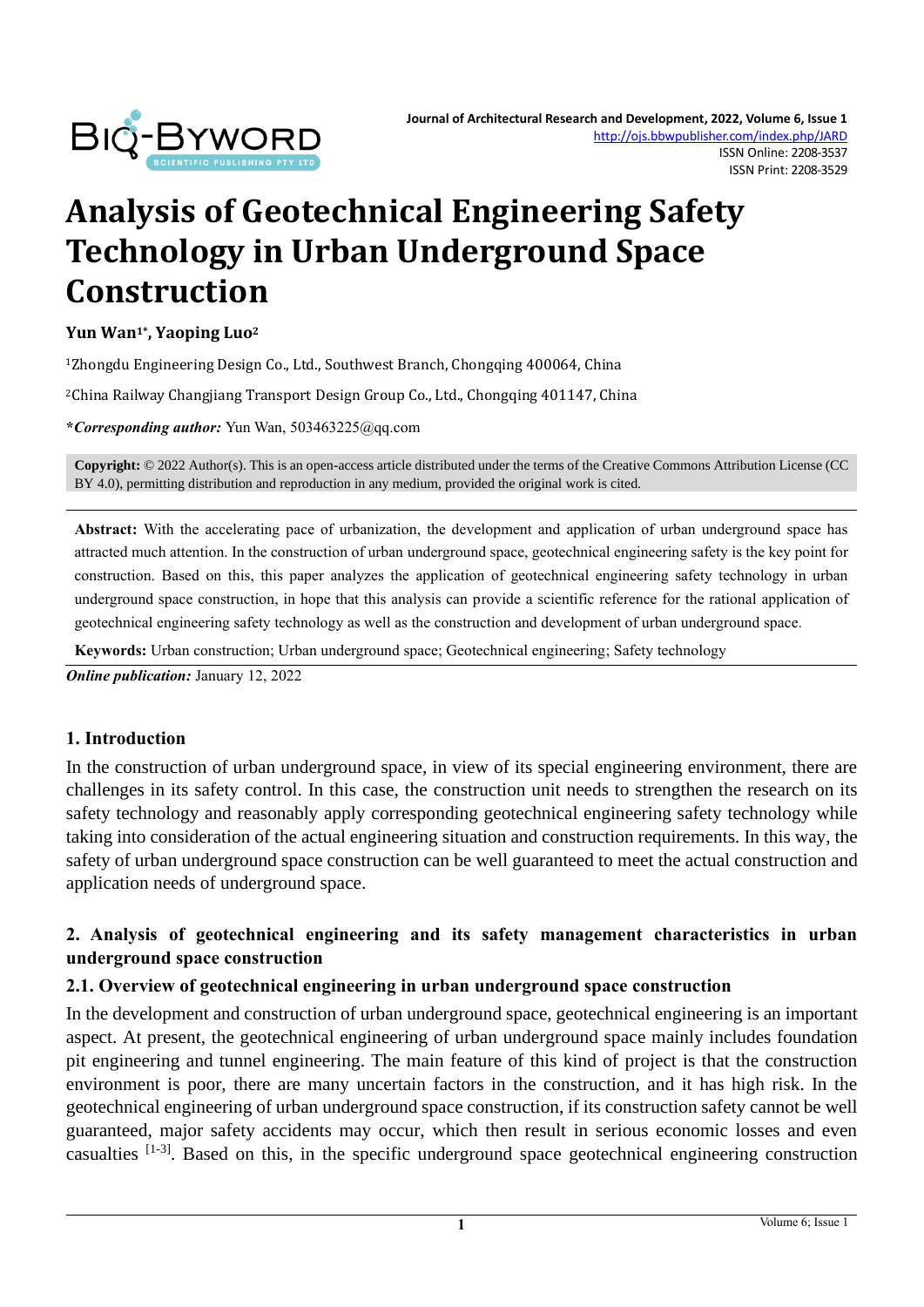# Analysis of Geotechnical Engineering Safety Technology in Urban Underground Space Construction

**Yun Wan[1]*, Yaoping Luo[2]**

[1]Zhongdu Engineering Design Co., Ltd., Southwest Branch, Chongqing 400064, China

[2]China Railway Changjiang Transport Design Group Co., Ltd., Chongqing 401147, China

***Corresponding author:*** Yun Wan, 503463225@qq.com

**Copyright:** © 2022 Author(s). This is an open-access article distributed under the terms of the Creative Commons Attribution License (CC BY 4.0), permitting distribution and reproduction in any medium, provided the original work is cited.

**Abstract:** With the accelerating pace of urbanization, the development and application of urban underground space has attracted much attention. In the construction of urban underground space, geotechnical engineering safety is the key point for construction. Based on this, this paper analyzes the application of geotechnical engineering safety technology in urban underground space construction, in hope that this analysis can provide a scientific reference for the rational application of geotechnical engineering safety technology as well as the construction and development of urban underground space.

**Keywords:** Urban construction; Urban underground space; Geotechnical engineering; Safety technology

***Online publication:*** January 12, 2022

## 1. Introduction

In the construction of urban underground space, in view of its special engineering environment, there are challenges in its safety control. In this case, the construction unit needs to strengthen the research on its safety technology and reasonably apply corresponding geotechnical engineering safety technology while taking into consideration of the actual engineering situation and construction requirements. In this way, the safety of urban underground space construction can be well guaranteed to meet the actual construction and application needs of underground space.

## 2. Analysis of geotechnical engineering and its safety management characteristics in urban underground space construction

### 2.1. Overview of geotechnical engineering in urban underground space construction

In the development and construction of urban underground space, geotechnical engineering is an important aspect. At present, the geotechnical engineering of urban underground space mainly includes foundation pit engineering and tunnel engineering. The main feature of this kind of project is that the construction environment is poor, there are many uncertain factors in the construction, and it has high risk. In the geotechnical engineering of urban underground space construction, if its construction safety cannot be well guaranteed, major safety accidents may occur, which then result in serious economic losses and even casualties [1-3]. Based on this, in the specific underground space geotechnical engineering construction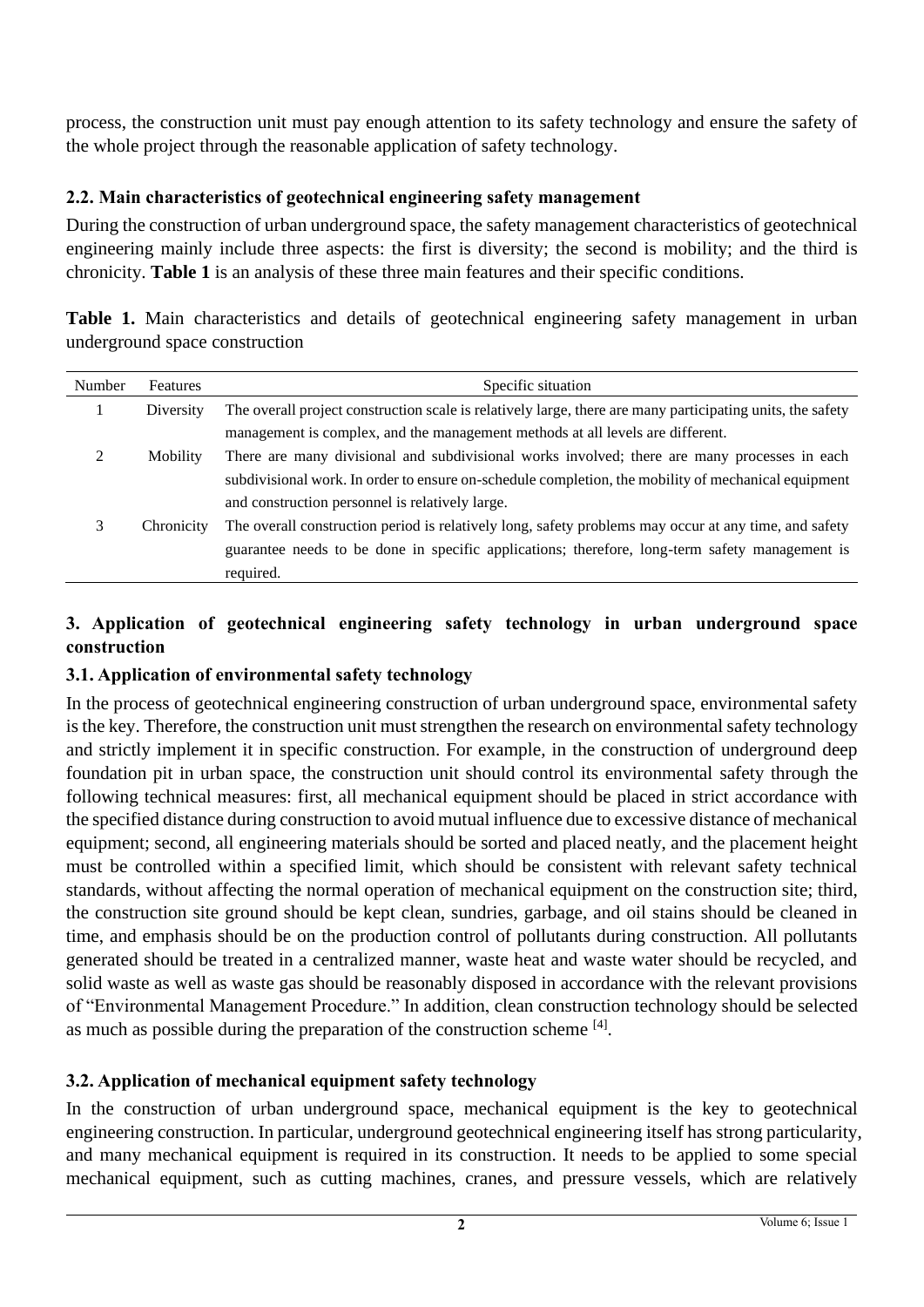process, the construction unit must pay enough attention to its safety technology and ensure the safety of the whole project through the reasonable application of safety technology.

### 2.2. Main characteristics of geotechnical engineering safety management

During the construction of urban underground space, the safety management characteristics of geotechnical engineering mainly include three aspects: the first is diversity; the second is mobility; and the third is chronicity. **Table 1** is an analysis of these three main features and their specific conditions.

**Table 1.** Main characteristics and details of geotechnical engineering safety management in urban underground space construction

| Number | Features | Specific situation |
| --- | --- | --- |
| 1 | Diversity | The overall project construction scale is relatively large, there are many participating units, the safety management is complex, and the management methods at all levels are different. |
| 2 | Mobility | There are many divisional and subdivisional works involved; there are many processes in each subdivisional work. In order to ensure on-schedule completion, the mobility of mechanical equipment and construction personnel is relatively large. |
| 3 | Chronicity | The overall construction period is relatively long, safety problems may occur at any time, and safety guarantee needs to be done in specific applications; therefore, long-term safety management is required. |

## 3. Application of geotechnical engineering safety technology in urban underground space construction

### 3.1. Application of environmental safety technology

In the process of geotechnical engineering construction of urban underground space, environmental safety is the key. Therefore, the construction unit must strengthen the research on environmental safety technology and strictly implement it in specific construction. For example, in the construction of underground deep foundation pit in urban space, the construction unit should control its environmental safety through the following technical measures: first, all mechanical equipment should be placed in strict accordance with the specified distance during construction to avoid mutual influence due to excessive distance of mechanical equipment; second, all engineering materials should be sorted and placed neatly, and the placement height must be controlled within a specified limit, which should be consistent with relevant safety technical standards, without affecting the normal operation of mechanical equipment on the construction site; third, the construction site ground should be kept clean, sundries, garbage, and oil stains should be cleaned in time, and emphasis should be on the production control of pollutants during construction. All pollutants generated should be treated in a centralized manner, waste heat and waste water should be recycled, and solid waste as well as waste gas should be reasonably disposed in accordance with the relevant provisions of "Environmental Management Procedure." In addition, clean construction technology should be selected as much as possible during the preparation of the construction scheme [4].

### 3.2. Application of mechanical equipment safety technology

In the construction of urban underground space, mechanical equipment is the key to geotechnical engineering construction. In particular, underground geotechnical engineering itself has strong particularity, and many mechanical equipment is required in its construction. It needs to be applied to some special mechanical equipment, such as cutting machines, cranes, and pressure vessels, which are relatively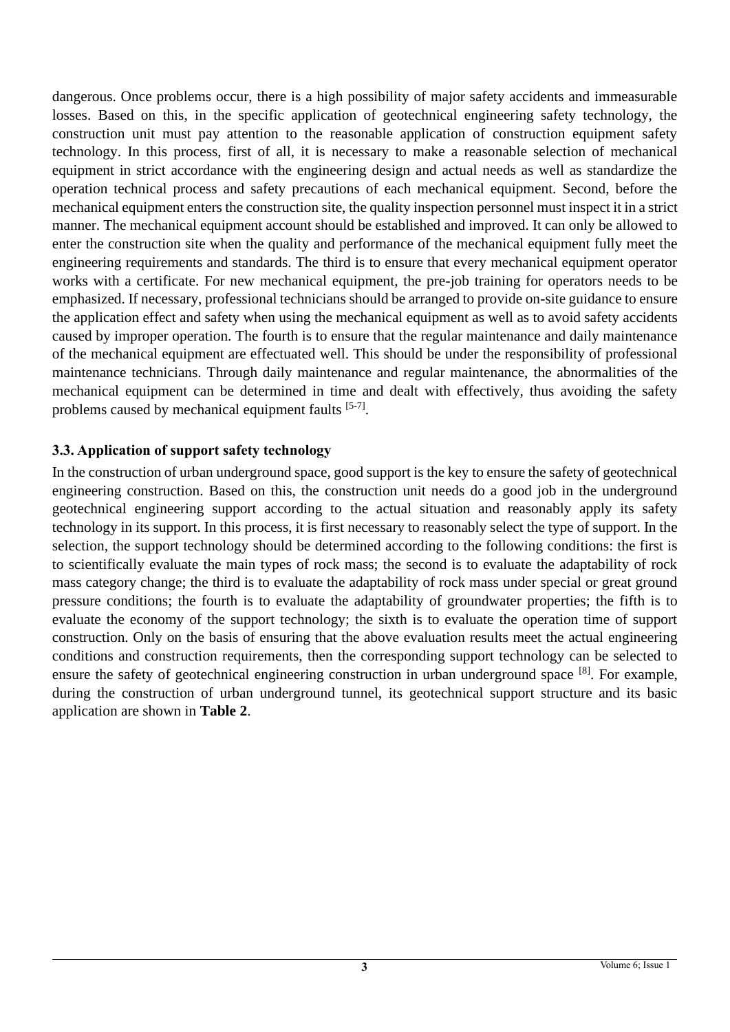dangerous. Once problems occur, there is a high possibility of major safety accidents and immeasurable losses. Based on this, in the specific application of geotechnical engineering safety technology, the construction unit must pay attention to the reasonable application of construction equipment safety technology. In this process, first of all, it is necessary to make a reasonable selection of mechanical equipment in strict accordance with the engineering design and actual needs as well as standardize the operation technical process and safety precautions of each mechanical equipment. Second, before the mechanical equipment enters the construction site, the quality inspection personnel must inspect it in a strict manner. The mechanical equipment account should be established and improved. It can only be allowed to enter the construction site when the quality and performance of the mechanical equipment fully meet the engineering requirements and standards. The third is to ensure that every mechanical equipment operator works with a certificate. For new mechanical equipment, the pre-job training for operators needs to be emphasized. If necessary, professional technicians should be arranged to provide on-site guidance to ensure the application effect and safety when using the mechanical equipment as well as to avoid safety accidents caused by improper operation. The fourth is to ensure that the regular maintenance and daily maintenance of the mechanical equipment are effectuated well. This should be under the responsibility of professional maintenance technicians. Through daily maintenance and regular maintenance, the abnormalities of the mechanical equipment can be determined in time and dealt with effectively, thus avoiding the safety problems caused by mechanical equipment faults [5-7].

### 3.3. Application of support safety technology

In the construction of urban underground space, good support is the key to ensure the safety of geotechnical engineering construction. Based on this, the construction unit needs do a good job in the underground geotechnical engineering support according to the actual situation and reasonably apply its safety technology in its support. In this process, it is first necessary to reasonably select the type of support. In the selection, the support technology should be determined according to the following conditions: the first is to scientifically evaluate the main types of rock mass; the second is to evaluate the adaptability of rock mass category change; the third is to evaluate the adaptability of rock mass under special or great ground pressure conditions; the fourth is to evaluate the adaptability of groundwater properties; the fifth is to evaluate the economy of the support technology; the sixth is to evaluate the operation time of support construction. Only on the basis of ensuring that the above evaluation results meet the actual engineering conditions and construction requirements, then the corresponding support technology can be selected to ensure the safety of geotechnical engineering construction in urban underground space [8]. For example, during the construction of urban underground tunnel, its geotechnical support structure and its basic application are shown in **Table 2**.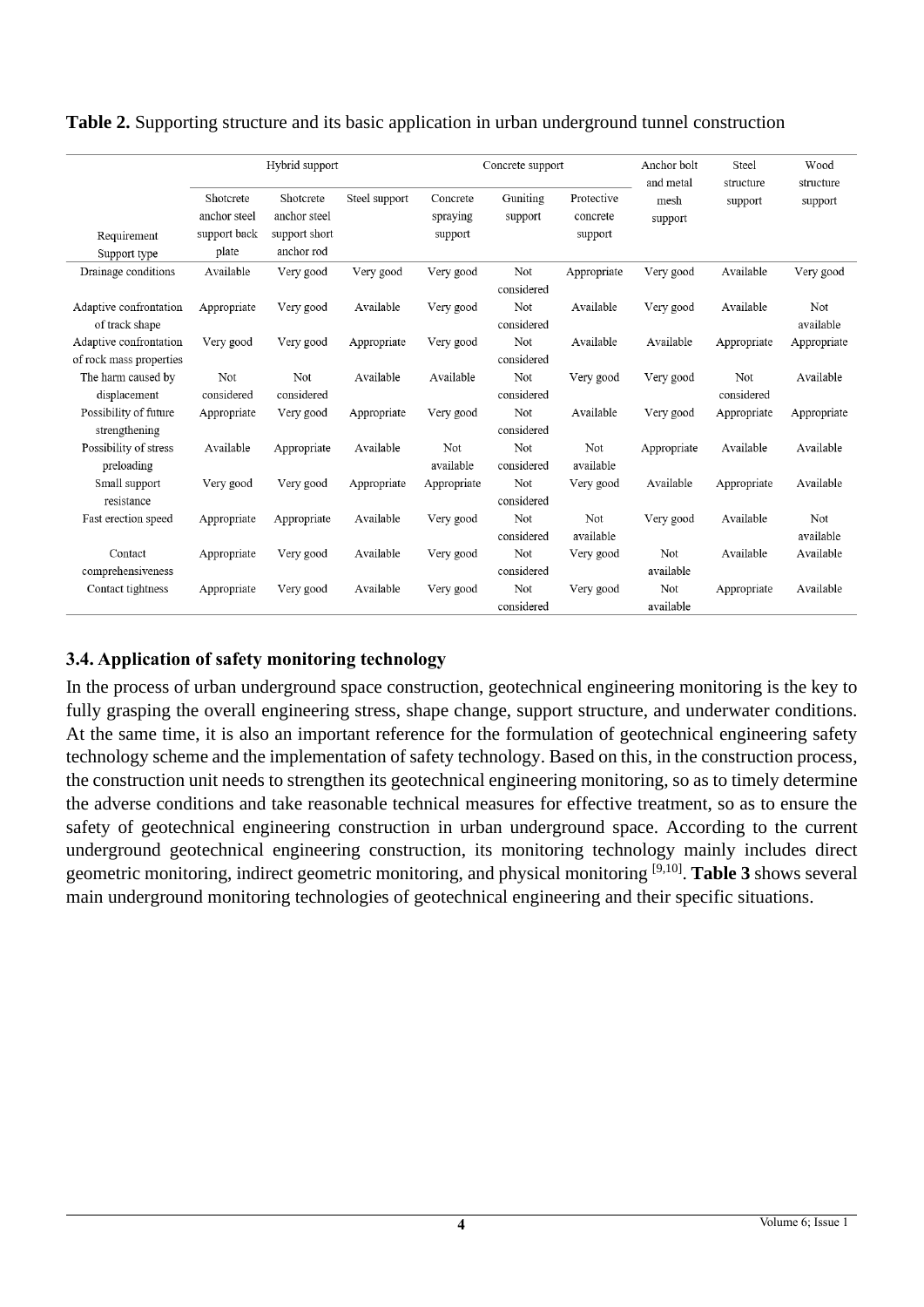**Table 2.** Supporting structure and its basic application in urban underground tunnel construction

| Requirement / Support type | Hybrid support | | | Concrete support | | | Anchor bolt and metal mesh support | Steel structure support | Wood structure support |
|---|---|---|---|---|---|---|---|---|---|
| | Shotcrete anchor steel support back plate | Shotcrete anchor steel support short anchor rod | Steel support | Concrete spraying support | Guniting support | Protective concrete support | | | |
| Drainage conditions | Available | Very good | Very good | Very good | Not considered | Appropriate | Very good | Available | Very good |
| Adaptive confrontation of track shape | Appropriate | Very good | Available | Very good | Not considered | Available | Very good | Available | Not available |
| Adaptive confrontation of rock mass properties | Very good | Very good | Appropriate | Very good | Not considered | Available | Available | Appropriate | Appropriate |
| The harm caused by displacement | Not considered | Not considered | Available | Available | Not considered | Very good | Very good | Not considered | Available |
| Possibility of future strengthening | Appropriate | Very good | Appropriate | Very good | Not considered | Available | Very good | Appropriate | Appropriate |
| Possibility of stress preloading | Available | Appropriate | Available | Not available | Not considered | Not available | Appropriate | Available | Available |
| Small support resistance | Very good | Very good | Appropriate | Appropriate | Not considered | Very good | Available | Appropriate | Available |
| Fast erection speed | Appropriate | Appropriate | Available | Very good | Not considered | Not available | Very good | Available | Not available |
| Contact comprehensiveness | Appropriate | Very good | Available | Very good | Not considered | Very good | Not available | Available | Available |
| Contact tightness | Appropriate | Very good | Available | Very good | Not considered | Very good | Not available | Appropriate | Available |

### 3.4. Application of safety monitoring technology

In the process of urban underground space construction, geotechnical engineering monitoring is the key to fully grasping the overall engineering stress, shape change, support structure, and underwater conditions. At the same time, it is also an important reference for the formulation of geotechnical engineering safety technology scheme and the implementation of safety technology. Based on this, in the construction process, the construction unit needs to strengthen its geotechnical engineering monitoring, so as to timely determine the adverse conditions and take reasonable technical measures for effective treatment, so as to ensure the safety of geotechnical engineering construction in urban underground space. According to the current underground geotechnical engineering construction, its monitoring technology mainly includes direct geometric monitoring, indirect geometric monitoring, and physical monitoring [9,10]. **Table 3** shows several main underground monitoring technologies of geotechnical engineering and their specific situations.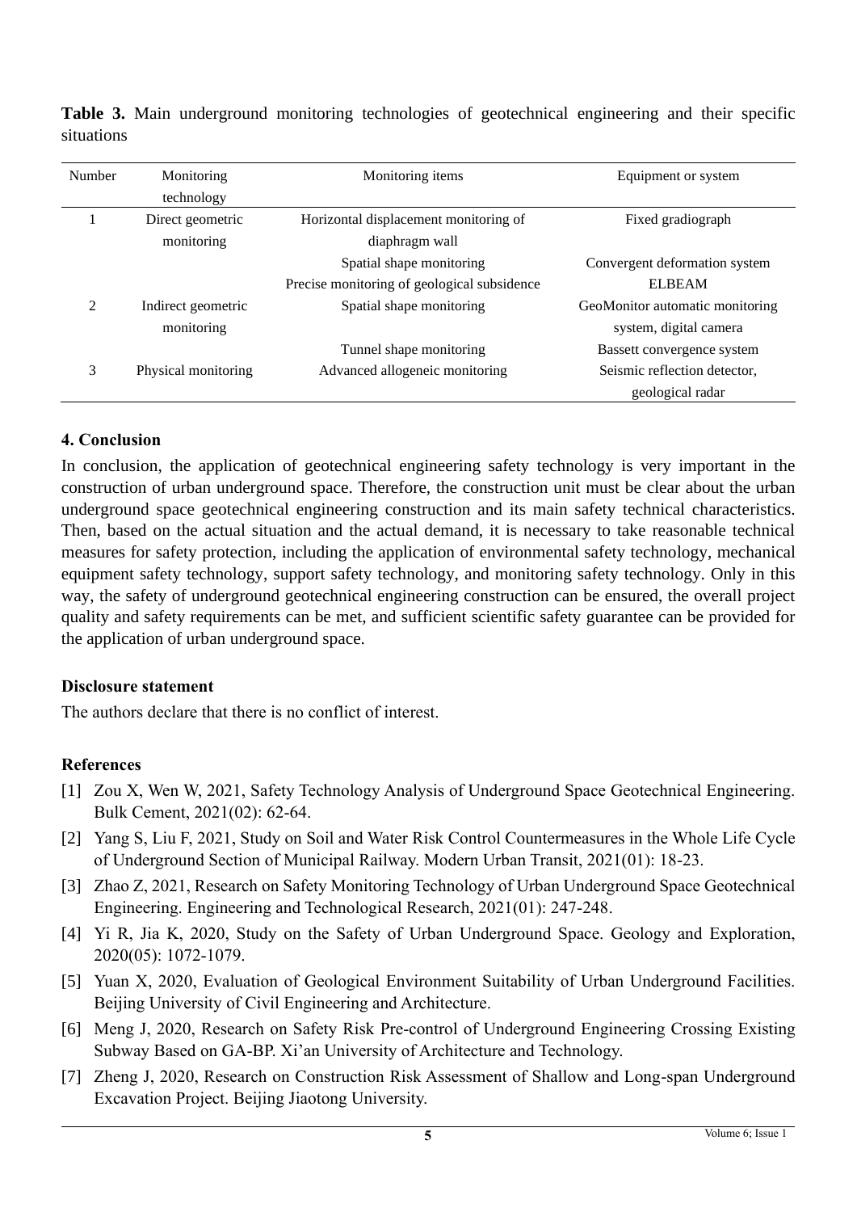**Table 3.** Main underground monitoring technologies of geotechnical engineering and their specific situations

| Number | Monitoring technology | Monitoring items | Equipment or system |
|---|---|---|---|
| 1 | Direct geometric monitoring | Horizontal displacement monitoring of diaphragm wall | Fixed gradiograph |
| | | Spatial shape monitoring | Convergent deformation system |
| | | Precise monitoring of geological subsidence | ELBEAM |
| 2 | Indirect geometric monitoring | Spatial shape monitoring | GeoMonitor automatic monitoring system, digital camera |
| | | Tunnel shape monitoring | Bassett convergence system |
| 3 | Physical monitoring | Advanced allogeneic monitoring | Seismic reflection detector, geological radar |

## 4. Conclusion

In conclusion, the application of geotechnical engineering safety technology is very important in the construction of urban underground space. Therefore, the construction unit must be clear about the urban underground space geotechnical engineering construction and its main safety technical characteristics. Then, based on the actual situation and the actual demand, it is necessary to take reasonable technical measures for safety protection, including the application of environmental safety technology, mechanical equipment safety technology, support safety technology, and monitoring safety technology. Only in this way, the safety of underground geotechnical engineering construction can be ensured, the overall project quality and safety requirements can be met, and sufficient scientific safety guarantee can be provided for the application of urban underground space.

## Disclosure statement

The authors declare that there is no conflict of interest.

## References

[1] Zou X, Wen W, 2021, Safety Technology Analysis of Underground Space Geotechnical Engineering. Bulk Cement, 2021(02): 62-64.

[2] Yang S, Liu F, 2021, Study on Soil and Water Risk Control Countermeasures in the Whole Life Cycle of Underground Section of Municipal Railway. Modern Urban Transit, 2021(01): 18-23.

[3] Zhao Z, 2021, Research on Safety Monitoring Technology of Urban Underground Space Geotechnical Engineering. Engineering and Technological Research, 2021(01): 247-248.

[4] Yi R, Jia K, 2020, Study on the Safety of Urban Underground Space. Geology and Exploration, 2020(05): 1072-1079.

[5] Yuan X, 2020, Evaluation of Geological Environment Suitability of Urban Underground Facilities. Beijing University of Civil Engineering and Architecture.

[6] Meng J, 2020, Research on Safety Risk Pre-control of Underground Engineering Crossing Existing Subway Based on GA-BP. Xi'an University of Architecture and Technology.

[7] Zheng J, 2020, Research on Construction Risk Assessment of Shallow and Long-span Underground Excavation Project. Beijing Jiaotong University.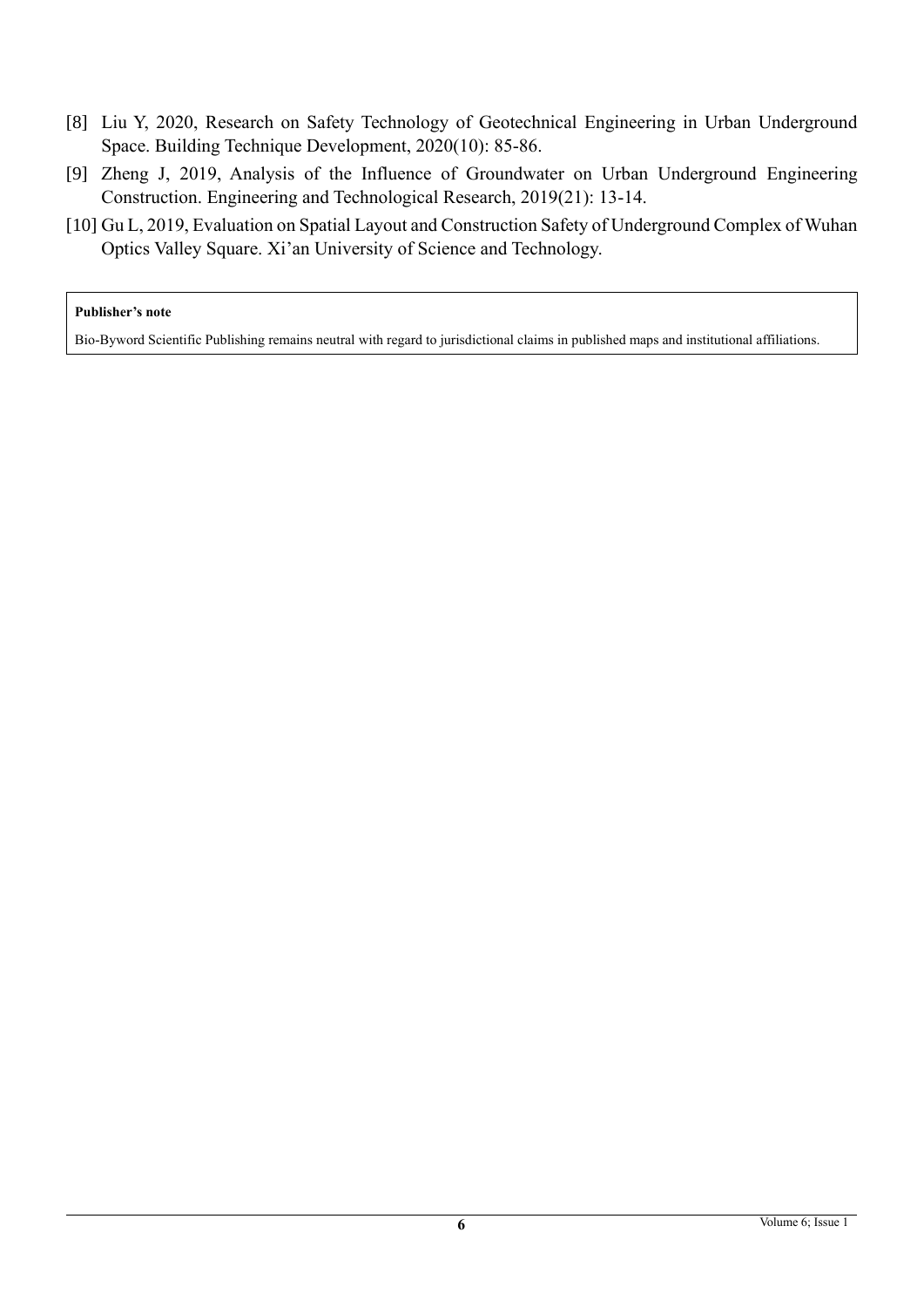[8] Liu Y, 2020, Research on Safety Technology of Geotechnical Engineering in Urban Underground Space. Building Technique Development, 2020(10): 85-86.

[9] Zheng J, 2019, Analysis of the Influence of Groundwater on Urban Underground Engineering Construction. Engineering and Technological Research, 2019(21): 13-14.

[10] Gu L, 2019, Evaluation on Spatial Layout and Construction Safety of Underground Complex of Wuhan Optics Valley Square. Xi'an University of Science and Technology.

**Publisher's note**

Bio-Byword Scientific Publishing remains neutral with regard to jurisdictional claims in published maps and institutional affiliations.